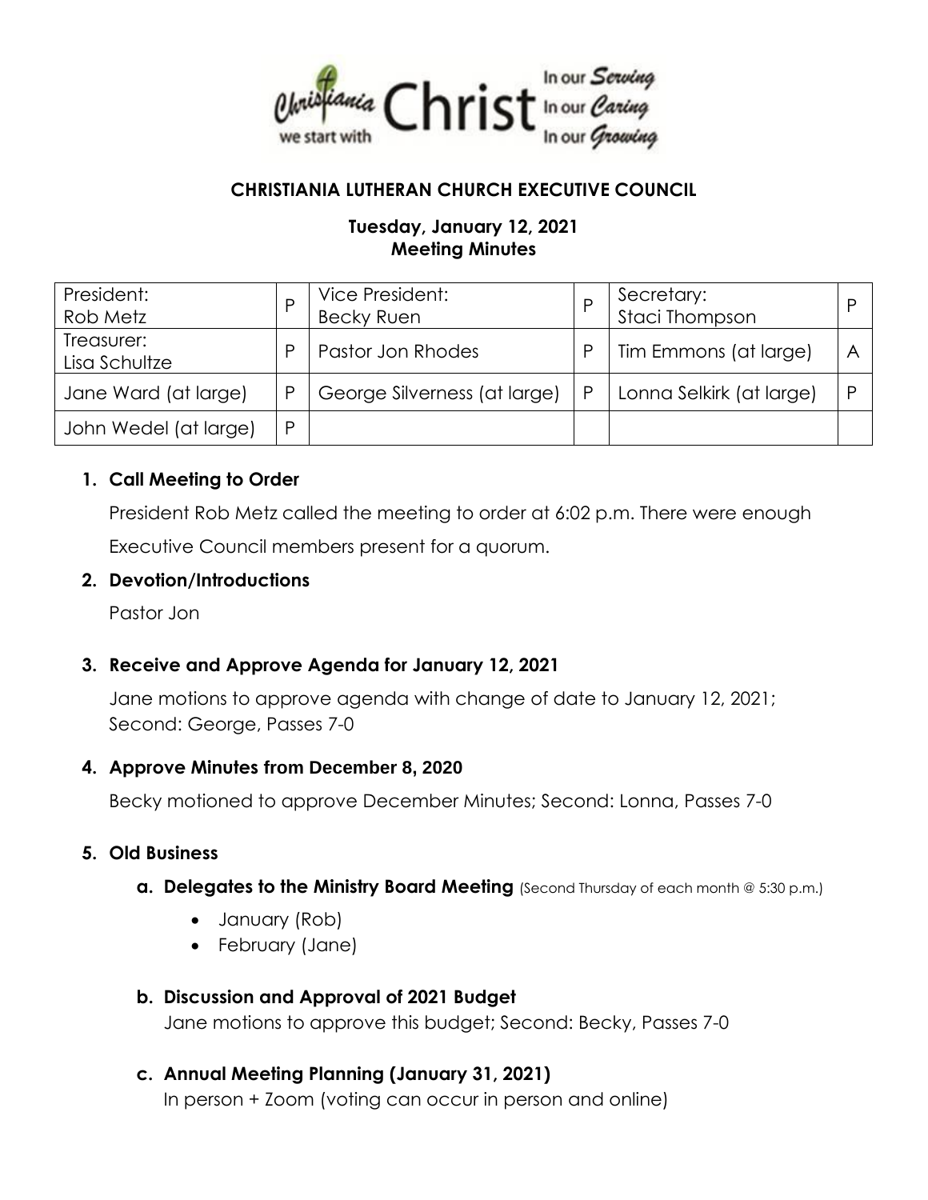Christiania we start with Christ In our Serving In our Caring In our Growing

# CHRISTIANIA LUTHERAN CHURCH EXECUTIVE COUNCIL

## Tuesday, January 12, 2021
## Meeting Minutes

| President: Rob Metz | P | Vice President: Becky Ruen | P | Secretary: Staci Thompson | P |
|---|---|---|---|---|---|
| Treasurer: Lisa Schultze | P | Pastor Jon Rhodes | P | Tim Emmons (at large) | A |
| Jane Ward (at large) | P | George Silverness (at large) | P | Lonna Selkirk (at large) | P |
| John Wedel (at large) | P | | | | |

1. **Call Meeting to Order**

   President Rob Metz called the meeting to order at 6:02 p.m. There were enough Executive Council members present for a quorum.

2. **Devotion/Introductions**

   Pastor Jon

3. **Receive and Approve Agenda for January 12, 2021**

   Jane motions to approve agenda with change of date to January 12, 2021; Second: George, Passes 7-0

4. **Approve Minutes from December 8, 2020**

   Becky motioned to approve December Minutes; Second: Lonna, Passes 7-0

5. **Old Business**

   a. **Delegates to the Ministry Board Meeting** (Second Thursday of each month @ 5:30 p.m.)

      - January (Rob)
      - February (Jane)

   b. **Discussion and Approval of 2021 Budget**

      Jane motions to approve this budget; Second: Becky, Passes 7-0

   c. **Annual Meeting Planning (January 31, 2021)**

      In person + Zoom (voting can occur in person and online)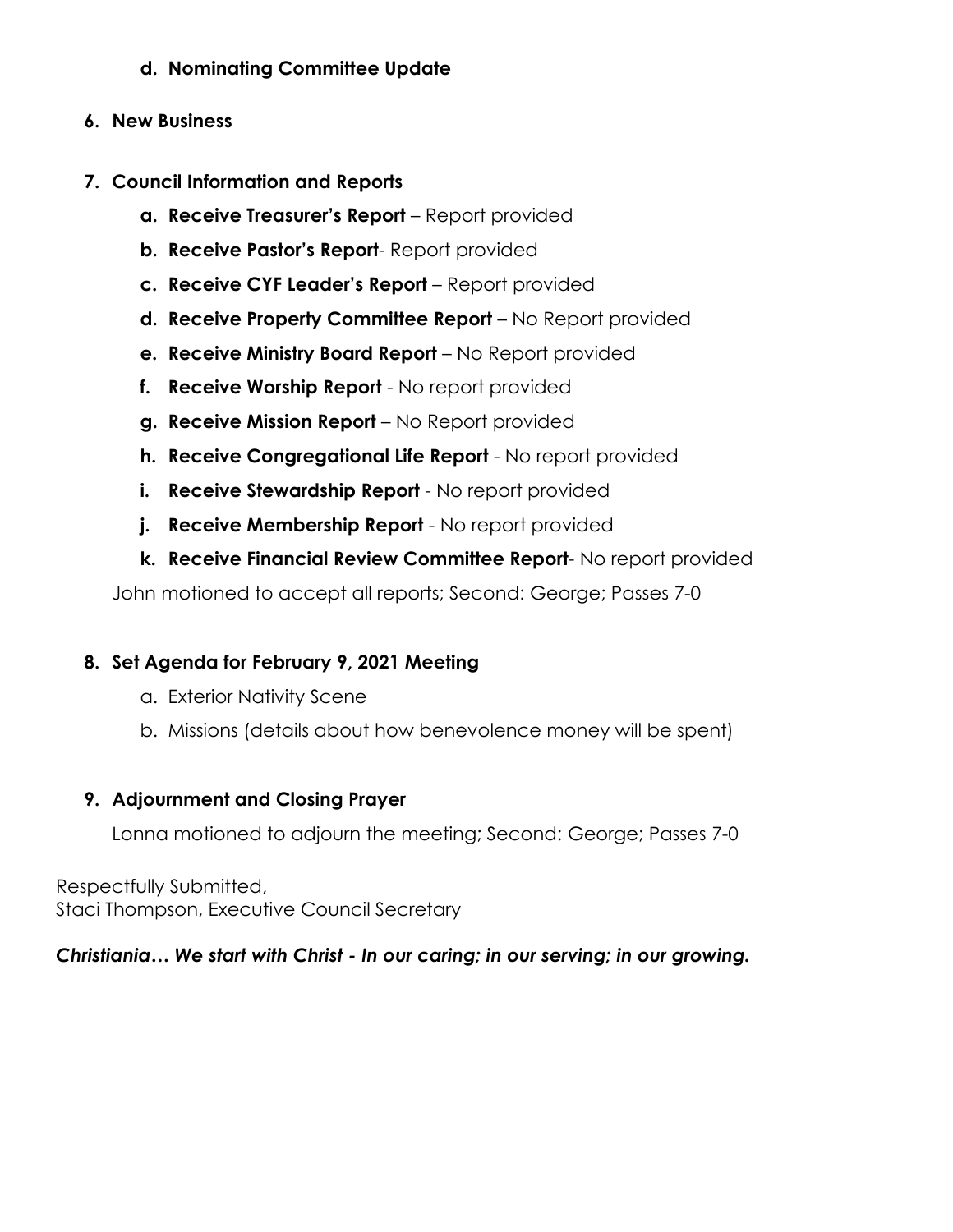d. **Nominating Committee Update**

6. **New Business**

7. **Council Information and Reports**
   a. **Receive Treasurer's Report** – Report provided
   b. **Receive Pastor's Report**- Report provided
   c. **Receive CYF Leader's Report** – Report provided
   d. **Receive Property Committee Report** – No Report provided
   e. **Receive Ministry Board Report** – No Report provided
   f. **Receive Worship Report** - No report provided
   g. **Receive Mission Report** – No Report provided
   h. **Receive Congregational Life Report** - No report provided
   i. **Receive Stewardship Report** - No report provided
   j. **Receive Membership Report** - No report provided
   k. **Receive Financial Review Committee Report**- No report provided

   John motioned to accept all reports; Second: George; Passes 7-0

8. **Set Agenda for February 9, 2021 Meeting**
   a. Exterior Nativity Scene
   b. Missions (details about how benevolence money will be spent)

9. **Adjournment and Closing Prayer**

   Lonna motioned to adjourn the meeting; Second: George; Passes 7-0

Respectfully Submitted,
Staci Thompson, Executive Council Secretary

***Christiania… We start with Christ - In our caring; in our serving; in our growing.***